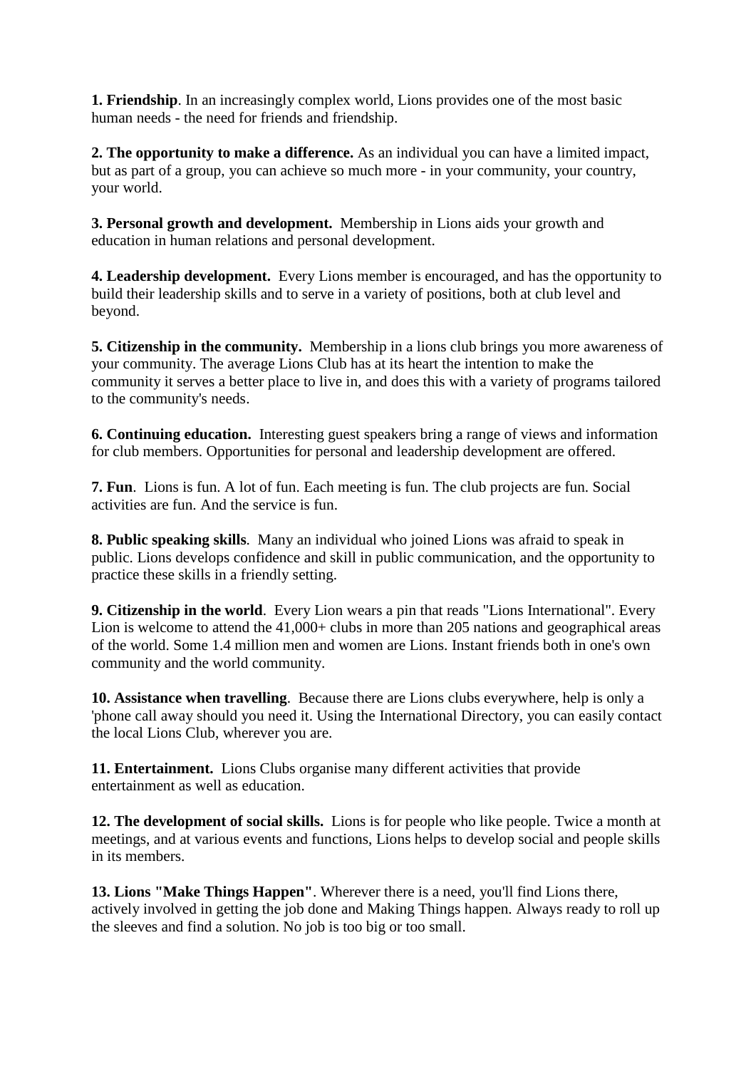**1. Friendship**. In an increasingly complex world, Lions provides one of the most basic human needs - the need for friends and friendship.

**2. The opportunity to make a difference.** As an individual you can have a limited impact, but as part of a group, you can achieve so much more - in your community, your country, your world.

**3. Personal growth and development.** Membership in Lions aids your growth and education in human relations and personal development.

**4. Leadership development.** Every Lions member is encouraged, and has the opportunity to build their leadership skills and to serve in a variety of positions, both at club level and beyond.

**5. Citizenship in the community.** Membership in a lions club brings you more awareness of your community. The average Lions Club has at its heart the intention to make the community it serves a better place to live in, and does this with a variety of programs tailored to the community's needs.

**6. Continuing education.** Interesting guest speakers bring a range of views and information for club members. Opportunities for personal and leadership development are offered.

**7. Fun**. Lions is fun. A lot of fun. Each meeting is fun. The club projects are fun. Social activities are fun. And the service is fun.

**8. Public speaking skills**. Many an individual who joined Lions was afraid to speak in public. Lions develops confidence and skill in public communication, and the opportunity to practice these skills in a friendly setting.

**9. Citizenship in the world**. Every Lion wears a pin that reads "Lions International". Every Lion is welcome to attend the 41,000+ clubs in more than 205 nations and geographical areas of the world. Some 1.4 million men and women are Lions. Instant friends both in one's own community and the world community.

**10. Assistance when travelling**. Because there are Lions clubs everywhere, help is only a 'phone call away should you need it. Using the International Directory, you can easily contact the local Lions Club, wherever you are.

**11. Entertainment.** Lions Clubs organise many different activities that provide entertainment as well as education.

**12. The development of social skills.** Lions is for people who like people. Twice a month at meetings, and at various events and functions, Lions helps to develop social and people skills in its members.

**13. Lions "Make Things Happen"**. Wherever there is a need, you'll find Lions there, actively involved in getting the job done and Making Things happen. Always ready to roll up the sleeves and find a solution. No job is too big or too small.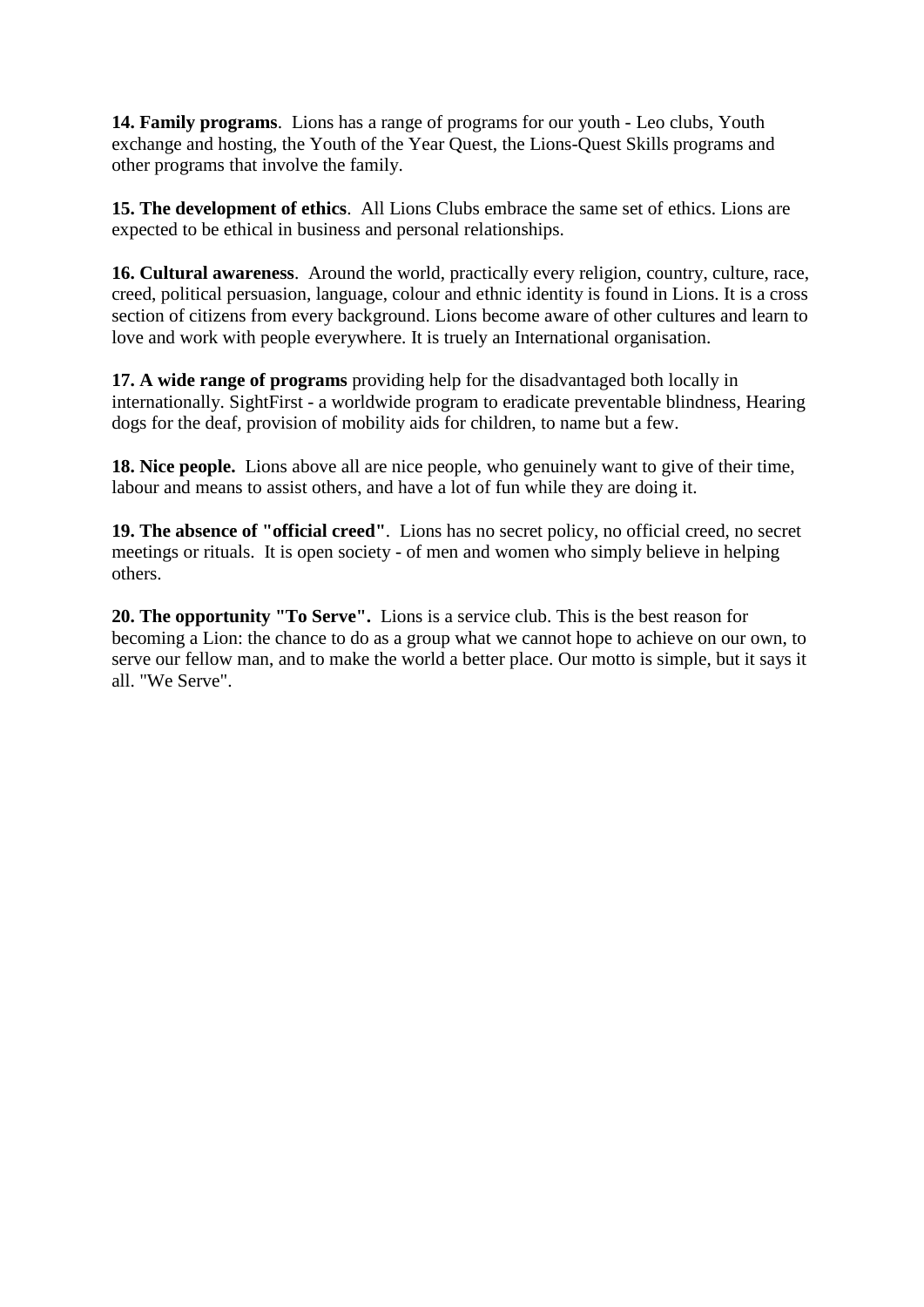**14. Family programs**. Lions has a range of programs for our youth - Leo clubs, Youth exchange and hosting, the Youth of the Year Quest, the Lions-Quest Skills programs and other programs that involve the family.

**15. The development of ethics**. All Lions Clubs embrace the same set of ethics. Lions are expected to be ethical in business and personal relationships.

**16. Cultural awareness**. Around the world, practically every religion, country, culture, race, creed, political persuasion, language, colour and ethnic identity is found in Lions. It is a cross section of citizens from every background. Lions become aware of other cultures and learn to love and work with people everywhere. It is truely an International organisation.

**17. A wide range of programs** providing help for the disadvantaged both locally in internationally. SightFirst - a worldwide program to eradicate preventable blindness, Hearing dogs for the deaf, provision of mobility aids for children, to name but a few.

**18. Nice people.** Lions above all are nice people, who genuinely want to give of their time, labour and means to assist others, and have a lot of fun while they are doing it.

**19. The absence of "official creed"**. Lions has no secret policy, no official creed, no secret meetings or rituals. It is open society - of men and women who simply believe in helping others.

**20. The opportunity "To Serve".** Lions is a service club. This is the best reason for becoming a Lion: the chance to do as a group what we cannot hope to achieve on our own, to serve our fellow man, and to make the world a better place. Our motto is simple, but it says it all. "We Serve".